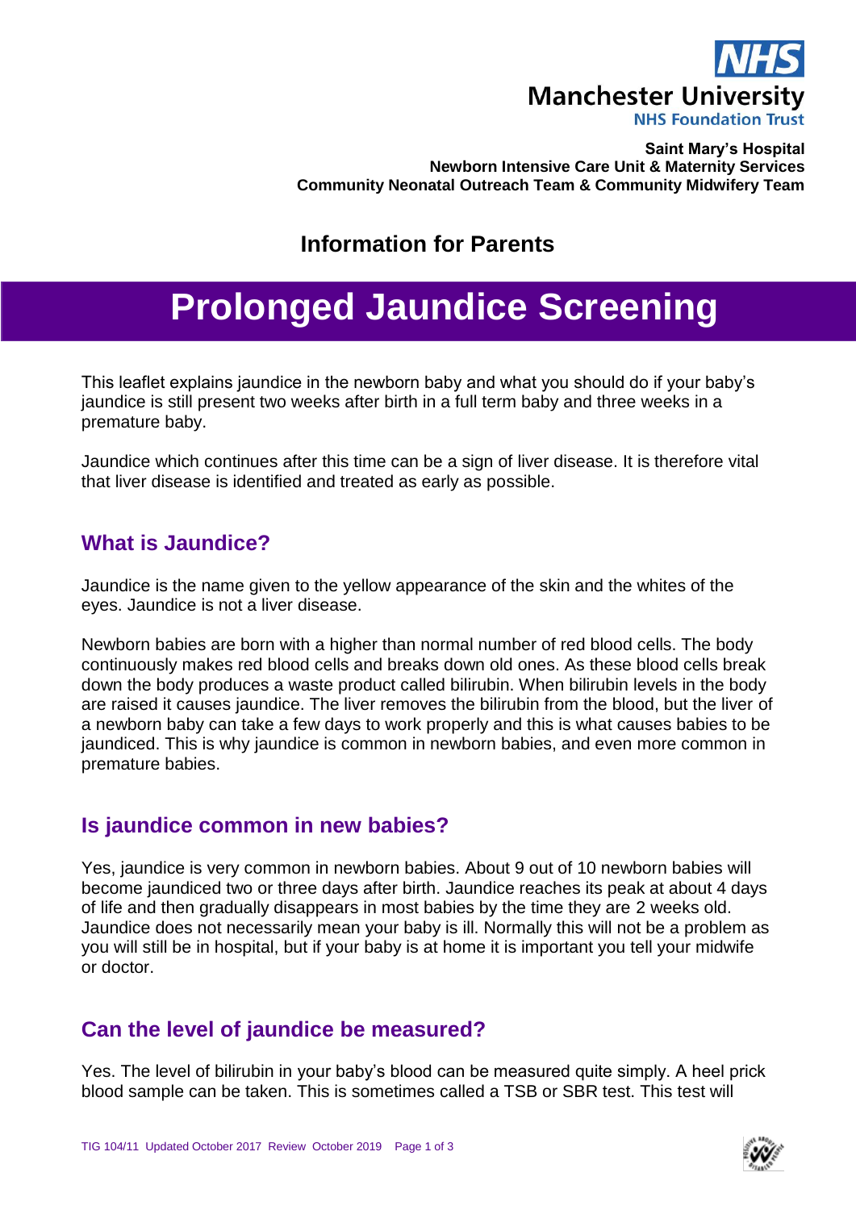**Manchester University NHS Foundation Trust**

**Saint Mary's Hospital**
**Newborn Intensive Care Unit & Maternity Services**
**Community Neonatal Outreach Team & Community Midwifery Team**

## Information for Parents

# Prolonged Jaundice Screening

This leaflet explains jaundice in the newborn baby and what you should do if your baby's jaundice is still present two weeks after birth in a full term baby and three weeks in a premature baby.

Jaundice which continues after this time can be a sign of liver disease. It is therefore vital that liver disease is identified and treated as early as possible.

## What is Jaundice?

Jaundice is the name given to the yellow appearance of the skin and the whites of the eyes. Jaundice is not a liver disease.

Newborn babies are born with a higher than normal number of red blood cells. The body continuously makes red blood cells and breaks down old ones. As these blood cells break down the body produces a waste product called bilirubin. When bilirubin levels in the body are raised it causes jaundice. The liver removes the bilirubin from the blood, but the liver of a newborn baby can take a few days to work properly and this is what causes babies to be jaundiced. This is why jaundice is common in newborn babies, and even more common in premature babies.

## Is jaundice common in new babies?

Yes, jaundice is very common in newborn babies. About 9 out of 10 newborn babies will become jaundiced two or three days after birth. Jaundice reaches its peak at about 4 days of life and then gradually disappears in most babies by the time they are 2 weeks old. Jaundice does not necessarily mean your baby is ill. Normally this will not be a problem as you will still be in hospital, but if your baby is at home it is important you tell your midwife or doctor.

## Can the level of jaundice be measured?

Yes. The level of bilirubin in your baby's blood can be measured quite simply. A heel prick blood sample can be taken. This is sometimes called a TSB or SBR test. This test will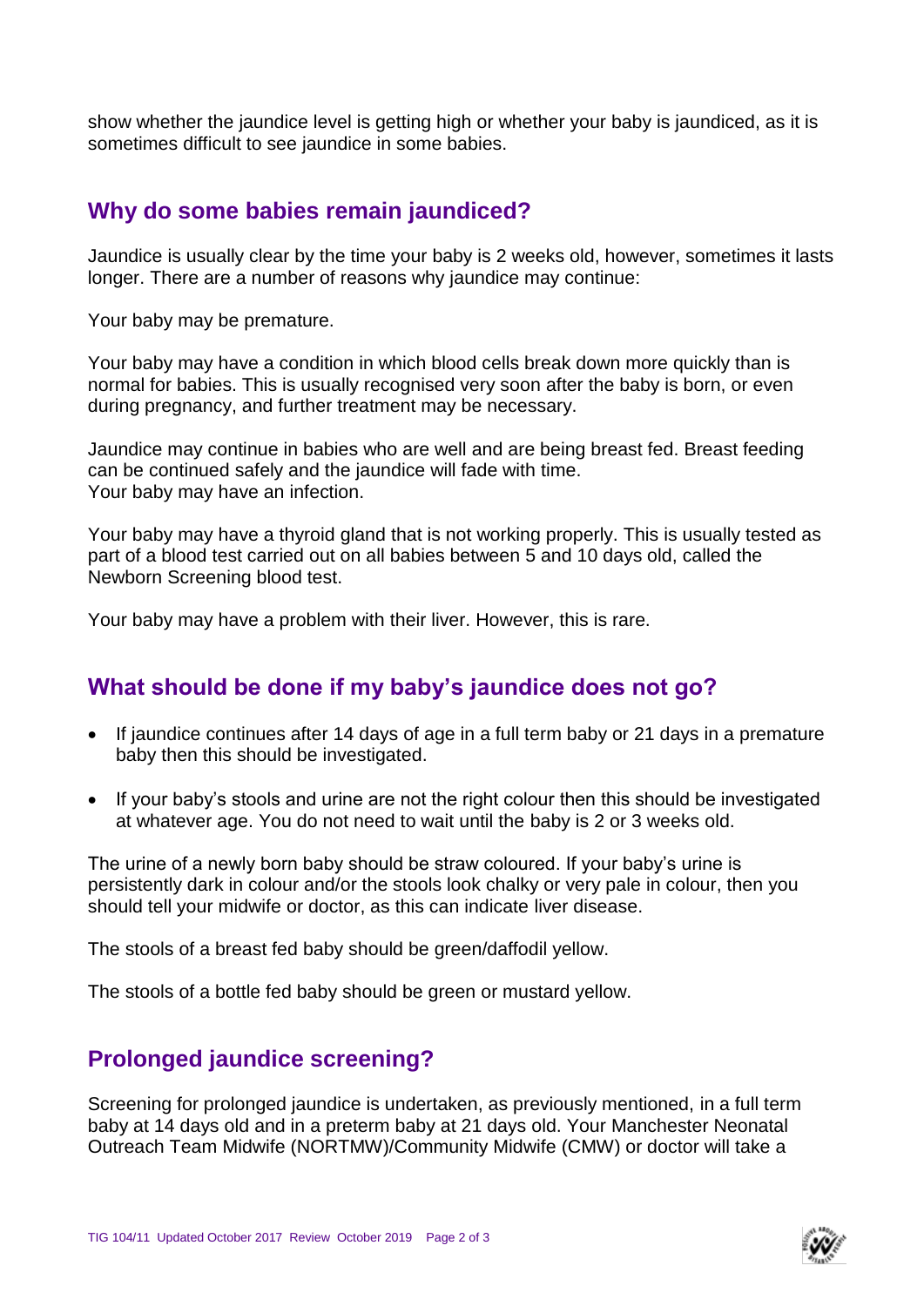show whether the jaundice level is getting high or whether your baby is jaundiced, as it is sometimes difficult to see jaundice in some babies.

## Why do some babies remain jaundiced?

Jaundice is usually clear by the time your baby is 2 weeks old, however, sometimes it lasts longer. There are a number of reasons why jaundice may continue:

Your baby may be premature.

Your baby may have a condition in which blood cells break down more quickly than is normal for babies. This is usually recognised very soon after the baby is born, or even during pregnancy, and further treatment may be necessary.

Jaundice may continue in babies who are well and are being breast fed. Breast feeding can be continued safely and the jaundice will fade with time.
Your baby may have an infection.

Your baby may have a thyroid gland that is not working properly. This is usually tested as part of a blood test carried out on all babies between 5 and 10 days old, called the Newborn Screening blood test.

Your baby may have a problem with their liver. However, this is rare.

## What should be done if my baby's jaundice does not go?

- If jaundice continues after 14 days of age in a full term baby or 21 days in a premature baby then this should be investigated.
- If your baby's stools and urine are not the right colour then this should be investigated at whatever age. You do not need to wait until the baby is 2 or 3 weeks old.

The urine of a newly born baby should be straw coloured. If your baby's urine is persistently dark in colour and/or the stools look chalky or very pale in colour, then you should tell your midwife or doctor, as this can indicate liver disease.

The stools of a breast fed baby should be green/daffodil yellow.

The stools of a bottle fed baby should be green or mustard yellow.

## Prolonged jaundice screening?

Screening for prolonged jaundice is undertaken, as previously mentioned, in a full term baby at 14 days old and in a preterm baby at 21 days old. Your Manchester Neonatal Outreach Team Midwife (NORTMW)/Community Midwife (CMW) or doctor will take a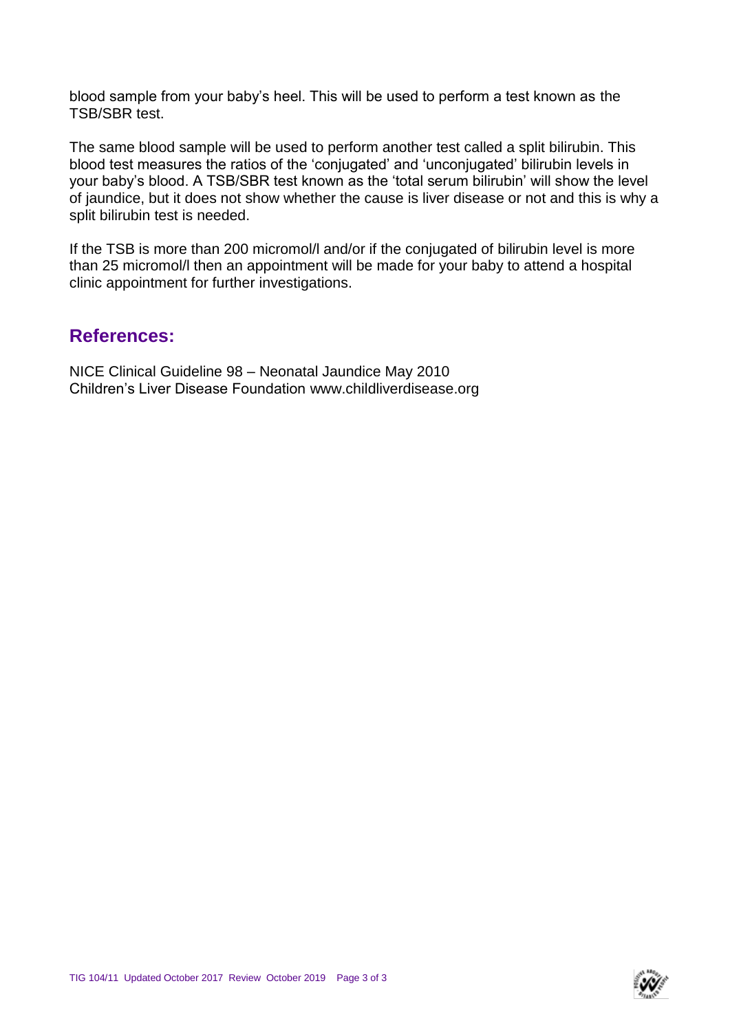blood sample from your baby's heel. This will be used to perform a test known as the TSB/SBR test.

The same blood sample will be used to perform another test called a split bilirubin. This blood test measures the ratios of the 'conjugated' and 'unconjugated' bilirubin levels in your baby's blood. A TSB/SBR test known as the 'total serum bilirubin' will show the level of jaundice, but it does not show whether the cause is liver disease or not and this is why a split bilirubin test is needed.

If the TSB is more than 200 micromol/l and/or if the conjugated of bilirubin level is more than 25 micromol/l then an appointment will be made for your baby to attend a hospital clinic appointment for further investigations.

## References:

NICE Clinical Guideline 98 – Neonatal Jaundice May 2010
Children's Liver Disease Foundation www.childliverdisease.org

TIG 104/11 Updated October 2017 Review October 2019